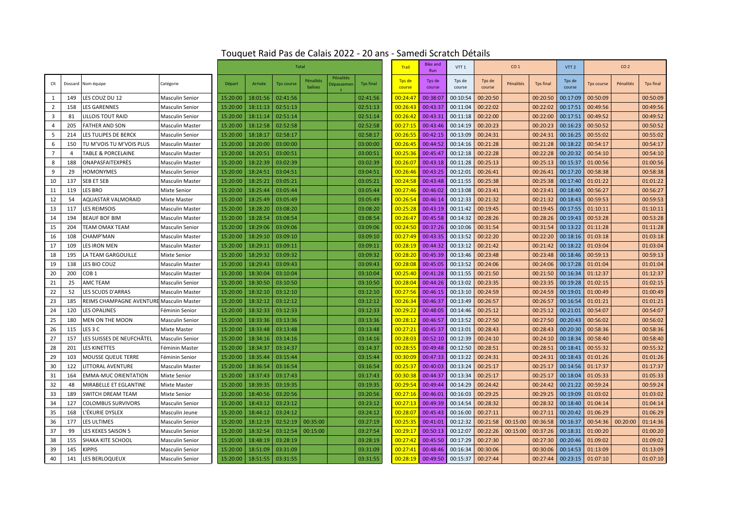# Touquet Raid Pas de Calais 2022 - 20 ans - Samedi Scratch Détails

| | | | | Total | | | | | | Trail | Bike and Run | VTT 1 | CO 1 | | | VTT 2 | CO 2 | | |
|---|---|---|---|---|---|---|---|---|---|---|---|---|---|---|---|---|---|---|---|
| Clt | Dossard | Nom équipe | Catégorie | Départ | Arrivée | Tps course | Pénalités balises | Pénalités Dépassement | Tps final | Tps de course | Tps de course | Tps de course | Tps de course | Pénalités | Tps final | Tps de course | Tps course | Pénalités | Tps final |
| 1 | 149 | LES COUZ DU 12 | Masculin Senior | 15:20:00 | 18:01:56 | 02:41:56 | | | 02:41:56 | 00:24:47 | 00:38:07 | 00:10:54 | 00:20:50 | | 00:20:50 | 00:17:09 | 00:50:09 | | 00:50:09 |
| 2 | 158 | LES GARENNES | Masculin Senior | 15:20:00 | 18:11:13 | 02:51:13 | | | 02:51:13 | 00:26:43 | 00:43:37 | 00:11:04 | 00:22:02 | | 00:22:02 | 00:17:51 | 00:49:56 | | 00:49:56 |
| 3 | 81 | LILLOIS TOUT RAID | Masculin Senior | 15:20:00 | 18:11:14 | 02:51:14 | | | 02:51:14 | 00:26:42 | 00:43:31 | 00:11:18 | 00:22:00 | | 00:22:00 | 00:17:51 | 00:49:52 | | 00:49:52 |
| 4 | 205 | FATHER AND SON | Masculin Master | 15:20:00 | 18:12:58 | 02:52:58 | | | 02:52:58 | 00:27:15 | 00:43:46 | 00:14:19 | 00:20:23 | | 00:20:23 | 00:16:23 | 00:50:52 | | 00:50:52 |
| 5 | 214 | LES TULIPES DE BERCK | Masculin Senior | 15:20:00 | 18:18:17 | 02:58:17 | | | 02:58:17 | 00:26:55 | 00:42:15 | 00:13:09 | 00:24:31 | | 00:24:31 | 00:16:25 | 00:55:02 | | 00:55:02 |
| 6 | 150 | TU M'VOIS TU M'VOIS PLUS | Masculin Master | 15:20:00 | 18:20:00 | 03:00:00 | | | 03:00:00 | 00:26:45 | 00:44:52 | 00:14:16 | 00:21:28 | | 00:21:28 | 00:18:22 | 00:54:17 | | 00:54:17 |
| 7 | 4 | TABLE & PORCELAINE | Masculin Master | 15:20:00 | 18:20:51 | 03:00:51 | | | 03:00:51 | 00:25:36 | 00:45:47 | 00:12:18 | 00:22:28 | | 00:22:28 | 00:20:32 | 00:54:10 | | 00:54:10 |
| 8 | 188 | ONAPASFAITEXPRÈS | Masculin Master | 15:20:00 | 18:22:39 | 03:02:39 | | | 03:02:39 | 00:26:07 | 00:43:18 | 00:11:28 | 00:25:13 | | 00:25:13 | 00:15:37 | 01:00:56 | | 01:00:56 |
| 9 | 29 | HOMONYMES | Masculin Senior | 15:20:00 | 18:24:51 | 03:04:51 | | | 03:04:51 | 00:26:46 | 00:43:25 | 00:12:01 | 00:26:41 | | 00:26:41 | 00:17:20 | 00:58:38 | | 00:58:38 |
| 10 | 137 | SEB ET SEB | Masculin Master | 15:20:00 | 18:25:21 | 03:05:21 | | | 03:05:21 | 00:24:58 | 00:43:48 | 00:11:55 | 00:25:38 | | 00:25:38 | 00:17:40 | 01:01:22 | | 01:01:22 |
| 11 | 119 | LES BRO | Mixte Senior | 15:20:00 | 18:25:44 | 03:05:44 | | | 03:05:44 | 00:27:46 | 00:46:02 | 00:13:08 | 00:23:41 | | 00:23:41 | 00:18:40 | 00:56:27 | | 00:56:27 |
| 12 | 54 | AQUASTAR VALMORAID | Mixte Master | 15:20:00 | 18:25:49 | 03:05:49 | | | 03:05:49 | 00:26:54 | 00:46:14 | 00:12:33 | 00:21:32 | | 00:21:32 | 00:18:43 | 00:59:53 | | 00:59:53 |
| 13 | 117 | LES REIMSOIS | Masculin Master | 15:20:00 | 18:28:20 | 03:08:20 | | | 03:08:20 | 00:25:28 | 00:43:19 | 00:11:42 | 00:19:45 | | 00:19:45 | 00:17:55 | 01:10:11 | | 01:10:11 |
| 14 | 194 | BEAUF BOF BIM | Masculin Master | 15:20:00 | 18:28:54 | 03:08:54 | | | 03:08:54 | 00:26:47 | 00:45:58 | 00:14:32 | 00:28:26 | | 00:28:26 | 00:19:43 | 00:53:28 | | 00:53:28 |
| 15 | 204 | TEAM OMAX TEAM | Masculin Senior | 15:20:00 | 18:29:06 | 03:09:06 | | | 03:09:06 | 00:24:50 | 00:37:26 | 00:10:06 | 00:31:54 | | 00:31:54 | 00:13:22 | 01:11:28 | | 01:11:28 |
| 16 | 108 | CHAMP'MAN | Masculin Master | 15:20:00 | 18:29:10 | 03:09:10 | | | 03:09:10 | 00:27:49 | 00:43:35 | 00:13:52 | 00:22:20 | | 00:22:20 | 00:18:16 | 01:03:18 | | 01:03:18 |
| 17 | 109 | LES IRON MEN | Masculin Master | 15:20:00 | 18:29:11 | 03:09:11 | | | 03:09:11 | 00:28:19 | 00:44:32 | 00:13:12 | 00:21:42 | | 00:21:42 | 00:18:22 | 01:03:04 | | 01:03:04 |
| 18 | 195 | LA TEAM GARGOUILLE | Mixte Senior | 15:20:00 | 18:29:32 | 03:09:32 | | | 03:09:32 | 00:28:20 | 00:45:39 | 00:13:46 | 00:23:48 | | 00:23:48 | 00:18:46 | 00:59:13 | | 00:59:13 |
| 19 | 138 | LES BIO COUZ | Masculin Master | 15:20:00 | 18:29:43 | 03:09:43 | | | 03:09:43 | 00:28:08 | 00:45:05 | 00:13:52 | 00:24:06 | | 00:24:06 | 00:17:28 | 01:01:04 | | 01:01:04 |
| 20 | 200 | COB 1 | Masculin Master | 15:20:00 | 18:30:04 | 03:10:04 | | | 03:10:04 | 00:25:40 | 00:41:28 | 00:11:55 | 00:21:50 | | 00:21:50 | 00:16:34 | 01:12:37 | | 01:12:37 |
| 21 | 25 | AMC TEAM | Masculin Senior | 15:20:00 | 18:30:50 | 03:10:50 | | | 03:10:50 | 00:28:04 | 00:44:26 | 00:13:02 | 00:23:35 | | 00:23:35 | 00:19:28 | 01:02:15 | | 01:02:15 |
| 22 | 52 | LES SCUDS D'ARRAS | Masculin Master | 15:20:00 | 18:32:10 | 03:12:10 | | | 03:12:10 | 00:27:56 | 00:46:15 | 00:13:10 | 00:24:59 | | 00:24:59 | 00:19:01 | 01:00:49 | | 01:00:49 |
| 23 | 185 | REIMS CHAMPAGNE AVENTURE | Masculin Master | 15:20:00 | 18:32:12 | 03:12:12 | | | 03:12:12 | 00:26:34 | 00:46:37 | 00:13:49 | 00:26:57 | | 00:26:57 | 00:16:54 | 01:01:21 | | 01:01:21 |
| 24 | 120 | LES OPALINES | Féminin Senior | 15:20:00 | 18:32:33 | 03:12:33 | | | 03:12:33 | 00:29:22 | 00:48:05 | 00:14:46 | 00:25:12 | | 00:25:12 | 00:21:01 | 00:54:07 | | 00:54:07 |
| 25 | 180 | MEN ON THE MOON | Masculin Senior | 15:20:00 | 18:33:36 | 03:13:36 | | | 03:13:36 | 00:28:12 | 00:46:57 | 00:13:52 | 00:27:50 | | 00:27:50 | 00:20:43 | 00:56:02 | | 00:56:02 |
| 26 | 115 | LES 3 C | Mixte Master | 15:20:00 | 18:33:48 | 03:13:48 | | | 03:13:48 | 00:27:21 | 00:45:37 | 00:13:01 | 00:28:43 | | 00:28:43 | 00:20:30 | 00:58:36 | | 00:58:36 |
| 27 | 157 | LES SUISSES DE NEUFCHÂTEL | Masculin Senior | 15:20:00 | 18:34:16 | 03:14:16 | | | 03:14:16 | 00:28:03 | 00:52:10 | 00:12:39 | 00:24:10 | | 00:24:10 | 00:18:34 | 00:58:40 | | 00:58:40 |
| 28 | 201 | LES KINETTES | Féminin Master | 15:20:00 | 18:34:37 | 03:14:37 | | | 03:14:37 | 00:28:55 | 00:49:48 | 00:12:50 | 00:28:51 | | 00:28:51 | 00:18:41 | 00:55:32 | | 00:55:32 |
| 29 | 103 | MOUSSE QUEUE TERRE | Féminin Senior | 15:20:00 | 18:35:44 | 03:15:44 | | | 03:15:44 | 00:30:09 | 00:47:33 | 00:13:22 | 00:24:31 | | 00:24:31 | 00:18:43 | 01:01:26 | | 01:01:26 |
| 30 | 122 | LITTORAL AVENTURE | Masculin Master | 15:20:00 | 18:36:54 | 03:16:54 | | | 03:16:54 | 00:25:37 | 00:40:03 | 00:13:24 | 00:25:17 | | 00:25:17 | 00:14:56 | 01:17:37 | | 01:17:37 |
| 31 | 164 | EMMA-MUC ORIENTATION | Mixte Senior | 15:20:00 | 18:37:43 | 03:17:43 | | | 03:17:43 | 00:30:38 | 00:44:37 | 00:13:34 | 00:25:17 | | 00:25:17 | 00:18:04 | 01:05:33 | | 01:05:33 |
| 32 | 48 | MIRABELLE ET EGLANTINE | Mixte Master | 15:20:00 | 18:39:35 | 03:19:35 | | | 03:19:35 | 00:29:54 | 00:49:44 | 00:14:29 | 00:24:42 | | 00:24:42 | 00:21:22 | 00:59:24 | | 00:59:24 |
| 33 | 189 | SWITCH DREAM TEAM | Mixte Senior | 15:20:00 | 18:40:56 | 03:20:56 | | | 03:20:56 | 00:27:16 | 00:46:01 | 00:16:03 | 00:29:25 | | 00:29:25 | 00:19:09 | 01:03:02 | | 01:03:02 |
| 34 | 127 | COLOMBUS SURVIVORS | Masculin Senior | 15:20:00 | 18:43:12 | 03:23:12 | | | 03:23:12 | 00:27:13 | 00:49:39 | 00:14:54 | 00:28:32 | | 00:28:32 | 00:18:40 | 01:04:14 | | 01:04:14 |
| 35 | 168 | L'ÉKURIE DYSLEX | Masculin Jeune | 15:20:00 | 18:44:12 | 03:24:12 | | | 03:24:12 | 00:28:07 | 00:45:43 | 00:16:00 | 00:27:11 | | 00:27:11 | 00:20:42 | 01:06:29 | | 01:06:29 |
| 36 | 177 | LES ULTIMES | Masculin Senior | 15:20:00 | 18:12:19 | 02:52:19 | 00:35:00 | | 03:27:19 | 00:25:35 | 00:41:01 | 00:12:32 | 00:21:58 | 00:15:00 | 00:36:58 | 00:16:37 | 00:54:36 | 00:20:00 | 01:14:36 |
| 37 | 99 | LES KEKES SAISON 5 | Masculin Senior | 15:20:00 | 18:32:54 | 03:12:54 | 00:15:00 | | 03:27:54 | 00:29:17 | 00:50:13 | 00:12:07 | 00:22:26 | 00:15:00 | 00:37:26 | 00:18:31 | 01:00:20 | | 01:00:20 |
| 38 | 155 | SHAKA KITE SCHOOL | Masculin Senior | 15:20:00 | 18:48:19 | 03:28:19 | | | 03:28:19 | 00:27:42 | 00:45:50 | 00:17:29 | 00:27:30 | | 00:27:30 | 00:20:46 | 01:09:02 | | 01:09:02 |
| 39 | 145 | KIPPIS | Masculin Senior | 15:20:00 | 18:51:09 | 03:31:09 | | | 03:31:09 | 00:27:41 | 00:48:46 | 00:16:34 | 00:30:06 | | 00:30:06 | 00:14:53 | 01:13:09 | | 01:13:09 |
| 40 | 141 | LES BERLOQUEUX | Masculin Senior | 15:20:00 | 18:51:55 | 03:31:55 | | | 03:31:55 | 00:28:19 | 00:49:50 | 00:15:37 | 00:27:44 | | 00:27:44 | 00:23:15 | 01:07:10 | | 01:07:10 |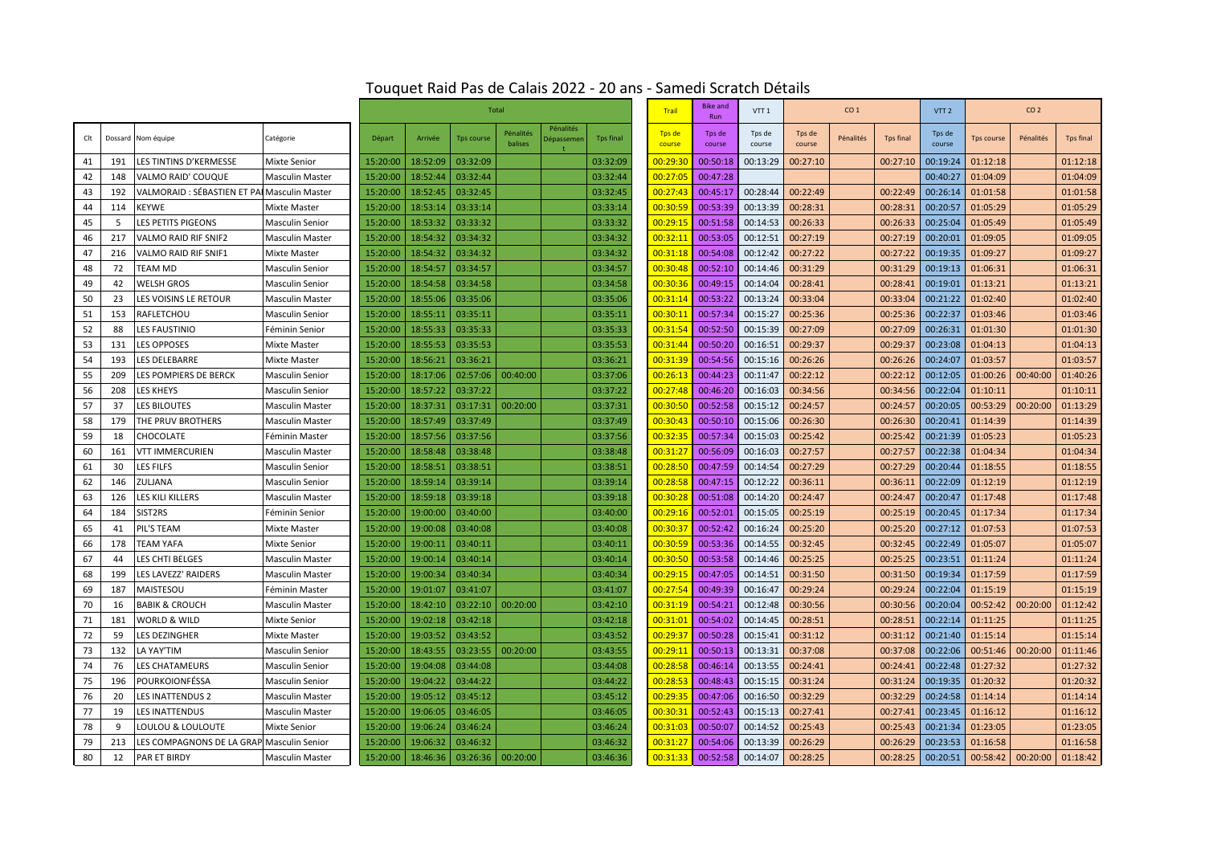# Touquet Raid Pas de Calais 2022 - 20 ans - Samedi Scratch Détails

| | | | | Total | | | | | | Trail | Bike and Run | VTT 1 | CO 1 | | | VTT 2 | CO 2 | | |
|---|---|---|---|---|---|---|---|---|---|---|---|---|---|---|---|---|---|---|---|
| Clt | Dossard | Nom équipe | Catégorie | Départ | Arrivée | Tps course | Pénalités balises | Pénalités Dépassement | Tps final | Tps de course | Tps de course | Tps de course | Tps de course | Pénalités | Tps final | Tps de course | Tps course | Pénalités | Tps final |
| 41 | 191 | LES TINTINS D'KERMESSE | Mixte Senior | 15:20:00 | 18:52:09 | 03:32:09 | | | 03:32:09 | 00:29:30 | 00:50:18 | 00:13:29 | 00:27:10 | | 00:27:10 | 00:19:24 | 01:12:18 | | 01:12:18 |
| 42 | 148 | VALMO RAID' COUQUE | Masculin Master | 15:20:00 | 18:52:44 | 03:32:44 | | | 03:32:44 | 00:27:05 | 00:47:28 | | | | | 00:40:27 | 01:04:09 | | 01:04:09 |
| 43 | 192 | VALMORAID : SÉBASTIEN ET PA | Masculin Master | 15:20:00 | 18:52:45 | 03:32:45 | | | 03:32:45 | 00:27:43 | 00:45:17 | 00:28:44 | 00:22:49 | | 00:22:49 | 00:26:14 | 01:01:58 | | 01:01:58 |
| 44 | 114 | KEYWE | Mixte Master | 15:20:00 | 18:53:14 | 03:33:14 | | | 03:33:14 | 00:30:59 | 00:53:39 | 00:13:39 | 00:28:31 | | 00:28:31 | 00:20:57 | 01:05:29 | | 01:05:29 |
| 45 | 5 | LES PETITS PIGEONS | Masculin Senior | 15:20:00 | 18:53:32 | 03:33:32 | | | 03:33:32 | 00:29:15 | 00:51:58 | 00:14:53 | 00:26:33 | | 00:26:33 | 00:25:04 | 01:05:49 | | 01:05:49 |
| 46 | 217 | VALMO RAID RIF SNIF2 | Masculin Master | 15:20:00 | 18:54:32 | 03:34:32 | | | 03:34:32 | 00:32:11 | 00:53:05 | 00:12:51 | 00:27:19 | | 00:27:19 | 00:20:01 | 01:09:05 | | 01:09:05 |
| 47 | 216 | VALMO RAID RIF SNIF1 | Mixte Master | 15:20:00 | 18:54:32 | 03:34:32 | | | 03:34:32 | 00:31:18 | 00:54:08 | 00:12:42 | 00:27:22 | | 00:27:22 | 00:19:35 | 01:09:27 | | 01:09:27 |
| 48 | 72 | TEAM MD | Masculin Senior | 15:20:00 | 18:54:57 | 03:34:57 | | | 03:34:57 | 00:30:48 | 00:52:10 | 00:14:46 | 00:31:29 | | 00:31:29 | 00:19:13 | 01:06:31 | | 01:06:31 |
| 49 | 42 | WELSH GROS | Masculin Senior | 15:20:00 | 18:54:58 | 03:34:58 | | | 03:34:58 | 00:30:36 | 00:49:15 | 00:14:04 | 00:28:41 | | 00:28:41 | 00:19:01 | 01:13:21 | | 01:13:21 |
| 50 | 23 | LES VOISINS LE RETOUR | Masculin Master | 15:20:00 | 18:55:06 | 03:35:06 | | | 03:35:06 | 00:31:14 | 00:53:22 | 00:13:24 | 00:33:04 | | 00:33:04 | 00:21:22 | 01:02:40 | | 01:02:40 |
| 51 | 153 | RAFLETCHOU | Masculin Senior | 15:20:00 | 18:55:11 | 03:35:11 | | | 03:35:11 | 00:30:11 | 00:57:34 | 00:15:27 | 00:25:36 | | 00:25:36 | 00:22:37 | 01:03:46 | | 01:03:46 |
| 52 | 88 | LES FAUSTINIO | Féminin Senior | 15:20:00 | 18:55:33 | 03:35:33 | | | 03:35:33 | 00:31:54 | 00:52:50 | 00:15:39 | 00:27:09 | | 00:27:09 | 00:26:31 | 01:01:30 | | 01:01:30 |
| 53 | 131 | LES OPPOSES | Mixte Master | 15:20:00 | 18:55:53 | 03:35:53 | | | 03:35:53 | 00:31:44 | 00:50:20 | 00:16:51 | 00:29:37 | | 00:29:37 | 00:23:08 | 01:04:13 | | 01:04:13 |
| 54 | 193 | LES DELEBARRE | Mixte Master | 15:20:00 | 18:56:21 | 03:36:21 | | | 03:36:21 | 00:31:39 | 00:54:56 | 00:15:16 | 00:26:26 | | 00:26:26 | 00:24:07 | 01:03:57 | | 01:03:57 |
| 55 | 209 | LES POMPIERS DE BERCK | Masculin Senior | 15:20:00 | 18:17:06 | 02:57:06 | 00:40:00 | | 03:37:06 | 00:26:13 | 00:44:23 | 00:11:47 | 00:22:12 | | 00:22:12 | 00:12:05 | 01:00:26 | 00:40:00 | 01:40:26 |
| 56 | 208 | LES KHEYS | Masculin Senior | 15:20:00 | 18:57:22 | 03:37:22 | | | 03:37:22 | 00:27:48 | 00:46:20 | 00:16:03 | 00:34:56 | | 00:34:56 | 00:22:04 | 01:10:11 | | 01:10:11 |
| 57 | 37 | LES BILOUTES | Masculin Master | 15:20:00 | 18:37:31 | 03:17:31 | 00:20:00 | | 03:37:31 | 00:30:50 | 00:52:58 | 00:15:12 | 00:24:57 | | 00:24:57 | 00:20:05 | 00:53:29 | 00:20:00 | 01:13:29 |
| 58 | 179 | THE PRUV BROTHERS | Masculin Master | 15:20:00 | 18:57:49 | 03:37:49 | | | 03:37:49 | 00:30:43 | 00:50:10 | 00:15:06 | 00:26:30 | | 00:26:30 | 00:20:41 | 01:14:39 | | 01:14:39 |
| 59 | 18 | CHOCOLATE | Féminin Master | 15:20:00 | 18:57:56 | 03:37:56 | | | 03:37:56 | 00:32:35 | 00:57:34 | 00:15:03 | 00:25:42 | | 00:25:42 | 00:21:39 | 01:05:23 | | 01:05:23 |
| 60 | 161 | VTT IMMERCURIEN | Masculin Master | 15:20:00 | 18:58:48 | 03:38:48 | | | 03:38:48 | 00:31:27 | 00:56:09 | 00:16:03 | 00:27:57 | | 00:27:57 | 00:22:38 | 01:04:34 | | 01:04:34 |
| 61 | 30 | LES FILFS | Masculin Senior | 15:20:00 | 18:58:51 | 03:38:51 | | | 03:38:51 | 00:28:50 | 00:47:59 | 00:14:54 | 00:27:29 | | 00:27:29 | 00:20:44 | 01:18:55 | | 01:18:55 |
| 62 | 146 | ZULJANA | Masculin Senior | 15:20:00 | 18:59:14 | 03:39:14 | | | 03:39:14 | 00:28:58 | 00:47:15 | 00:12:22 | 00:36:11 | | 00:36:11 | 00:22:09 | 01:12:19 | | 01:12:19 |
| 63 | 126 | LES KILI KILLERS | Masculin Master | 15:20:00 | 18:59:18 | 03:39:18 | | | 03:39:18 | 00:30:28 | 00:51:08 | 00:14:20 | 00:24:47 | | 00:24:47 | 00:20:47 | 01:17:48 | | 01:17:48 |
| 64 | 184 | SIST2RS | Féminin Senior | 15:20:00 | 19:00:00 | 03:40:00 | | | 03:40:00 | 00:29:16 | 00:52:01 | 00:15:05 | 00:25:19 | | 00:25:19 | 00:20:45 | 01:17:34 | | 01:17:34 |
| 65 | 41 | PIL'S TEAM | Mixte Master | 15:20:00 | 19:00:08 | 03:40:08 | | | 03:40:08 | 00:30:37 | 00:52:42 | 00:16:24 | 00:25:20 | | 00:25:20 | 00:27:12 | 01:07:53 | | 01:07:53 |
| 66 | 178 | TEAM YAFA | Mixte Senior | 15:20:00 | 19:00:11 | 03:40:11 | | | 03:40:11 | 00:30:59 | 00:53:36 | 00:14:55 | 00:32:45 | | 00:32:45 | 00:22:49 | 01:05:07 | | 01:05:07 |
| 67 | 44 | LES CHTI BELGES | Masculin Master | 15:20:00 | 19:00:14 | 03:40:14 | | | 03:40:14 | 00:30:50 | 00:53:58 | 00:14:46 | 00:25:25 | | 00:25:25 | 00:23:51 | 01:11:24 | | 01:11:24 |
| 68 | 199 | LES LAVEZZ' RAIDERS | Masculin Master | 15:20:00 | 19:00:34 | 03:40:34 | | | 03:40:34 | 00:29:15 | 00:47:05 | 00:14:51 | 00:31:50 | | 00:31:50 | 00:19:34 | 01:17:59 | | 01:17:59 |
| 69 | 187 | MAISTESOU | Féminin Master | 15:20:00 | 19:01:07 | 03:41:07 | | | 03:41:07 | 00:27:54 | 00:49:39 | 00:16:47 | 00:29:24 | | 00:29:24 | 00:22:04 | 01:15:19 | | 01:15:19 |
| 70 | 16 | BABIK & CROUCH | Masculin Master | 15:20:00 | 18:42:10 | 03:22:10 | 00:20:00 | | 03:42:10 | 00:31:19 | 00:54:21 | 00:12:48 | 00:30:56 | | 00:30:56 | 00:20:04 | 00:52:42 | 00:20:00 | 01:12:42 |
| 71 | 181 | WORLD & WILD | Mixte Senior | 15:20:00 | 19:02:18 | 03:42:18 | | | 03:42:18 | 00:31:01 | 00:54:02 | 00:14:45 | 00:28:51 | | 00:28:51 | 00:22:14 | 01:11:25 | | 01:11:25 |
| 72 | 59 | LES DEZINGHER | Mixte Master | 15:20:00 | 19:03:52 | 03:43:52 | | | 03:43:52 | 00:29:37 | 00:50:28 | 00:15:41 | 00:31:12 | | 00:31:12 | 00:21:40 | 01:15:14 | | 01:15:14 |
| 73 | 132 | LA YAY'TIM | Masculin Senior | 15:20:00 | 18:43:55 | 03:23:55 | 00:20:00 | | 03:43:55 | 00:29:11 | 00:50:13 | 00:13:31 | 00:37:08 | | 00:37:08 | 00:22:06 | 00:51:46 | 00:20:00 | 01:11:46 |
| 74 | 76 | LES CHATAMEURS | Masculin Senior | 15:20:00 | 19:04:08 | 03:44:08 | | | 03:44:08 | 00:28:58 | 00:46:14 | 00:13:55 | 00:24:41 | | 00:24:41 | 00:22:48 | 01:27:32 | | 01:27:32 |
| 75 | 196 | POURKOIONFÉSSA | Masculin Senior | 15:20:00 | 19:04:22 | 03:44:22 | | | 03:44:22 | 00:28:53 | 00:48:43 | 00:15:15 | 00:31:24 | | 00:31:24 | 00:19:35 | 01:20:32 | | 01:20:32 |
| 76 | 20 | LES INATTENDUS 2 | Masculin Master | 15:20:00 | 19:05:12 | 03:45:12 | | | 03:45:12 | 00:29:35 | 00:47:06 | 00:16:50 | 00:32:29 | | 00:32:29 | 00:24:58 | 01:14:14 | | 01:14:14 |
| 77 | 19 | LES INATTENDUS | Masculin Master | 15:20:00 | 19:06:05 | 03:46:05 | | | 03:46:05 | 00:30:31 | 00:52:43 | 00:15:13 | 00:27:41 | | 00:27:41 | 00:23:45 | 01:16:12 | | 01:16:12 |
| 78 | 9 | LOULOU & LOULOUTE | Mixte Senior | 15:20:00 | 19:06:24 | 03:46:24 | | | 03:46:24 | 00:31:03 | 00:50:07 | 00:14:52 | 00:25:43 | | 00:25:43 | 00:21:34 | 01:23:05 | | 01:23:05 |
| 79 | 213 | LES COMPAGNONS DE LA GRAP | Masculin Senior | 15:20:00 | 19:06:32 | 03:46:32 | | | 03:46:32 | 00:31:27 | 00:54:06 | 00:13:39 | 00:26:29 | | 00:26:29 | 00:23:53 | 01:16:58 | | 01:16:58 |
| 80 | 12 | PAR ET BIRDY | Masculin Master | 15:20:00 | 18:46:36 | 03:26:36 | 00:20:00 | | 03:46:36 | 00:31:33 | 00:52:58 | 00:14:07 | 00:28:25 | | 00:28:25 | 00:20:51 | 00:58:42 | 00:20:00 | 01:18:42 |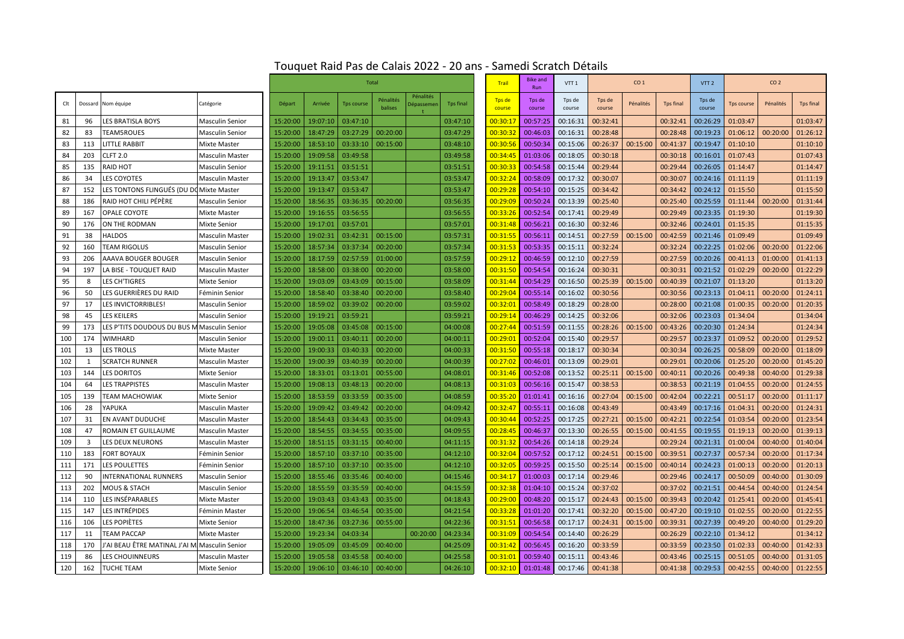# Touquet Raid Pas de Calais 2022 - 20 ans - Samedi Scratch Détails

| | | | | Total | | | | | | Trail | Bike and Run | VTT 1 | CO 1 | | | VTT 2 | CO 2 | | |
|---|---|---|---|---|---|---|---|---|---|---|---|---|---|---|---|---|---|---|---|
| Clt | Dossard | Nom équipe | Catégorie | Départ | Arrivée | Tps course | Pénalités balises | Pénalités Dépassement | Tps final | Tps de course | Tps de course | Tps de course | Tps de course | Pénalités | Tps final | Tps de course | Tps course | Pénalités | Tps final |
| 81 | 96 | LES BRATISLA BOYS | Masculin Senior | 15:20:00 | 19:07:10 | 03:47:10 | | | 03:47:10 | 00:30:17 | 00:57:25 | 00:16:31 | 00:32:41 | | 00:32:41 | 00:26:29 | 01:03:47 | | 01:03:47 |
| 82 | 83 | TEAM5ROUES | Masculin Senior | 15:20:00 | 18:47:29 | 03:27:29 | 00:20:00 | | 03:47:29 | 00:30:32 | 00:46:03 | 00:16:31 | 00:28:48 | | 00:28:48 | 00:19:23 | 01:06:12 | 00:20:00 | 01:26:12 |
| 83 | 113 | LITTLE RABBIT | Mixte Master | 15:20:00 | 18:53:10 | 03:33:10 | 00:15:00 | | 03:48:10 | 00:30:56 | 00:50:34 | 00:15:06 | 00:26:37 | 00:15:00 | 00:41:37 | 00:19:47 | 01:10:10 | | 01:10:10 |
| 84 | 203 | CLFT 2.0 | Masculin Master | 15:20:00 | 19:09:58 | 03:49:58 | | | 03:49:58 | 00:34:45 | 01:03:06 | 00:18:05 | 00:30:18 | | 00:30:18 | 00:16:01 | 01:07:43 | | 01:07:43 |
| 85 | 135 | RAID HOT | Masculin Senior | 15:20:00 | 19:11:51 | 03:51:51 | | | 03:51:51 | 00:30:33 | 00:54:58 | 00:15:44 | 00:29:44 | | 00:29:44 | 00:26:05 | 01:14:47 | | 01:14:47 |
| 86 | 34 | LES COYOTES | Masculin Master | 15:20:00 | 19:13:47 | 03:53:47 | | | 03:53:47 | 00:32:24 | 00:58:09 | 00:17:32 | 00:30:07 | | 00:30:07 | 00:24:16 | 01:11:19 | | 01:11:19 |
| 87 | 152 | LES TONTONS FLINGUÉS (DU DO | Mixte Master | 15:20:00 | 19:13:47 | 03:53:47 | | | 03:53:47 | 00:29:28 | 00:54:10 | 00:15:25 | 00:34:42 | | 00:34:42 | 00:24:12 | 01:15:50 | | 01:15:50 |
| 88 | 186 | RAID HOT CHILI PÉPÈRE | Masculin Senior | 15:20:00 | 18:56:35 | 03:36:35 | 00:20:00 | | 03:56:35 | 00:29:09 | 00:50:24 | 00:13:39 | 00:25:40 | | 00:25:40 | 00:25:59 | 01:11:44 | 00:20:00 | 01:31:44 |
| 89 | 167 | OPALE COYOTE | Mixte Master | 15:20:00 | 19:16:55 | 03:56:55 | | | 03:56:55 | 00:33:26 | 00:52:54 | 00:17:41 | 00:29:49 | | 00:29:49 | 00:23:35 | 01:19:30 | | 01:19:30 |
| 90 | 176 | ON THE RODMAN | Mixte Senior | 15:20:00 | 19:17:01 | 03:57:01 | | | 03:57:01 | 00:31:48 | 00:56:21 | 00:16:30 | 00:32:46 | | 00:32:46 | 00:24:01 | 01:15:35 | | 01:15:35 |
| 91 | 38 | HALDOS | Masculin Master | 15:20:00 | 19:02:31 | 03:42:31 | 00:15:00 | | 03:57:31 | 00:31:55 | 00:56:11 | 00:14:51 | 00:27:59 | 00:15:00 | 00:42:59 | 00:21:46 | 01:09:49 | | 01:09:49 |
| 92 | 160 | TEAM RIGOLUS | Masculin Senior | 15:20:00 | 18:57:34 | 03:37:34 | 00:20:00 | | 03:57:34 | 00:31:53 | 00:53:35 | 00:15:11 | 00:32:24 | | 00:32:24 | 00:22:25 | 01:02:06 | 00:20:00 | 01:22:06 |
| 93 | 206 | AAAVA BOUGER BOUGER | Masculin Senior | 15:20:00 | 18:17:59 | 02:57:59 | 01:00:00 | | 03:57:59 | 00:29:12 | 00:46:59 | 00:12:10 | 00:27:59 | | 00:27:59 | 00:20:26 | 00:41:13 | 01:00:00 | 01:41:13 |
| 94 | 197 | LA BISE - TOUQUET RAID | Masculin Master | 15:20:00 | 18:58:00 | 03:38:00 | 00:20:00 | | 03:58:00 | 00:31:50 | 00:54:54 | 00:16:24 | 00:30:31 | | 00:30:31 | 00:21:52 | 01:02:29 | 00:20:00 | 01:22:29 |
| 95 | 8 | LES CH'TIGRES | Mixte Senior | 15:20:00 | 19:03:09 | 03:43:09 | 00:15:00 | | 03:58:09 | 00:31:44 | 00:54:29 | 00:16:50 | 00:25:39 | 00:15:00 | 00:40:39 | 00:21:07 | 01:13:20 | | 01:13:20 |
| 96 | 50 | LES GUERRIÈRES DU RAID | Féminin Senior | 15:20:00 | 18:58:40 | 03:38:40 | 00:20:00 | | 03:58:40 | 00:29:04 | 00:55:14 | 00:16:02 | 00:30:56 | | 00:30:56 | 00:23:13 | 01:04:11 | 00:20:00 | 01:24:11 |
| 97 | 17 | LES INVICTORRIBLES! | Masculin Senior | 15:20:00 | 18:59:02 | 03:39:02 | 00:20:00 | | 03:59:02 | 00:32:01 | 00:58:49 | 00:18:29 | 00:28:00 | | 00:28:00 | 00:21:08 | 01:00:35 | 00:20:00 | 01:20:35 |
| 98 | 45 | LES KEILERS | Masculin Senior | 15:20:00 | 19:19:21 | 03:59:21 | | | 03:59:21 | 00:29:14 | 00:46:29 | 00:14:25 | 00:32:06 | | 00:32:06 | 00:23:03 | 01:34:04 | | 01:34:04 |
| 99 | 173 | LES P'TITS DOUDOUS DU BUS M | Masculin Senior | 15:20:00 | 19:05:08 | 03:45:08 | 00:15:00 | | 04:00:08 | 00:27:44 | 00:51:59 | 00:11:55 | 00:28:26 | 00:15:00 | 00:43:26 | 00:20:30 | 01:24:34 | | 01:24:34 |
| 100 | 174 | WIMHARD | Masculin Senior | 15:20:00 | 19:00:11 | 03:40:11 | 00:20:00 | | 04:00:11 | 00:29:01 | 00:52:04 | 00:15:40 | 00:29:57 | | 00:29:57 | 00:23:37 | 01:09:52 | 00:20:00 | 01:29:52 |
| 101 | 13 | LES TROLLS | Mixte Master | 15:20:00 | 19:00:33 | 03:40:33 | 00:20:00 | | 04:00:33 | 00:31:50 | 00:55:18 | 00:18:17 | 00:30:34 | | 00:30:34 | 00:26:25 | 00:58:09 | 00:20:00 | 01:18:09 |
| 102 | 1 | SCRATCH RUNNER | Masculin Master | 15:20:00 | 19:00:39 | 03:40:39 | 00:20:00 | | 04:00:39 | 00:27:02 | 00:46:01 | 00:13:09 | 00:29:01 | | 00:29:01 | 00:20:06 | 01:25:20 | 00:20:00 | 01:45:20 |
| 103 | 144 | LES DORITOS | Mixte Senior | 15:20:00 | 18:33:01 | 03:13:01 | 00:55:00 | | 04:08:01 | 00:31:46 | 00:52:08 | 00:13:52 | 00:25:11 | 00:15:00 | 00:40:11 | 00:20:26 | 00:49:38 | 00:40:00 | 01:29:38 |
| 104 | 64 | LES TRAPPISTES | Masculin Master | 15:20:00 | 19:08:13 | 03:48:13 | 00:20:00 | | 04:08:13 | 00:31:03 | 00:56:16 | 00:15:47 | 00:38:53 | | 00:38:53 | 00:21:19 | 01:04:55 | 00:20:00 | 01:24:55 |
| 105 | 139 | TEAM MACHOWIAK | Mixte Senior | 15:20:00 | 18:53:59 | 03:33:59 | 00:35:00 | | 04:08:59 | 00:35:20 | 01:01:41 | 00:16:16 | 00:27:04 | 00:15:00 | 00:42:04 | 00:22:21 | 00:51:17 | 00:20:00 | 01:11:17 |
| 106 | 28 | YAPUKA | Masculin Master | 15:20:00 | 19:09:42 | 03:49:42 | 00:20:00 | | 04:09:42 | 00:32:47 | 00:55:11 | 00:16:08 | 00:43:49 | | 00:43:49 | 00:17:16 | 01:04:31 | 00:20:00 | 01:24:31 |
| 107 | 31 | EN AVANT DUDUCHE | Masculin Master | 15:20:00 | 18:54:43 | 03:34:43 | 00:35:00 | | 04:09:43 | 00:30:44 | 00:52:25 | 00:17:25 | 00:27:21 | 00:15:00 | 00:42:21 | 00:22:54 | 01:03:54 | 00:20:00 | 01:23:54 |
| 108 | 47 | ROMAIN ET GUILLAUME | Masculin Master | 15:20:00 | 18:54:55 | 03:34:55 | 00:35:00 | | 04:09:55 | 00:28:45 | 00:46:37 | 00:13:30 | 00:26:55 | 00:15:00 | 00:41:55 | 00:19:55 | 01:19:13 | 00:20:00 | 01:39:13 |
| 109 | 3 | LES DEUX NEURONS | Masculin Master | 15:20:00 | 18:51:15 | 03:31:15 | 00:40:00 | | 04:11:15 | 00:31:32 | 00:54:26 | 00:14:18 | 00:29:24 | | 00:29:24 | 00:21:31 | 01:00:04 | 00:40:00 | 01:40:04 |
| 110 | 183 | FORT BOYAUX | Féminin Senior | 15:20:00 | 18:57:10 | 03:37:10 | 00:35:00 | | 04:12:10 | 00:32:04 | 00:57:52 | 00:17:12 | 00:24:51 | 00:15:00 | 00:39:51 | 00:27:37 | 00:57:34 | 00:20:00 | 01:17:34 |
| 111 | 171 | LES POULETTES | Féminin Senior | 15:20:00 | 18:57:10 | 03:37:10 | 00:35:00 | | 04:12:10 | 00:32:05 | 00:59:25 | 00:15:50 | 00:25:14 | 00:15:00 | 00:40:14 | 00:24:23 | 01:00:13 | 00:20:00 | 01:20:13 |
| 112 | 90 | INTERNATIONAL RUNNERS | Masculin Senior | 15:20:00 | 18:55:46 | 03:35:46 | 00:40:00 | | 04:15:46 | 00:34:17 | 01:00:03 | 00:17:14 | 00:29:46 | | 00:29:46 | 00:24:17 | 00:50:09 | 00:40:00 | 01:30:09 |
| 113 | 202 | MOUS & STACH | Masculin Senior | 15:20:00 | 18:55:59 | 03:35:59 | 00:40:00 | | 04:15:59 | 00:32:38 | 01:04:10 | 00:15:24 | 00:37:02 | | 00:37:02 | 00:21:51 | 00:44:54 | 00:40:00 | 01:24:54 |
| 114 | 110 | LES INSÉPARABLES | Mixte Master | 15:20:00 | 19:03:43 | 03:43:43 | 00:35:00 | | 04:18:43 | 00:29:00 | 00:48:20 | 00:15:17 | 00:24:43 | 00:15:00 | 00:39:43 | 00:20:42 | 01:25:41 | 00:20:00 | 01:45:41 |
| 115 | 147 | LES INTRÉPIDES | Féminin Master | 15:20:00 | 19:06:54 | 03:46:54 | 00:35:00 | | 04:21:54 | 00:33:28 | 01:01:20 | 00:17:41 | 00:32:20 | 00:15:00 | 00:47:20 | 00:19:10 | 01:02:55 | 00:20:00 | 01:22:55 |
| 116 | 106 | LES POPIÈTES | Mixte Senior | 15:20:00 | 18:47:36 | 03:27:36 | 00:55:00 | | 04:22:36 | 00:31:51 | 00:56:58 | 00:17:17 | 00:24:31 | 00:15:00 | 00:39:31 | 00:27:39 | 00:49:20 | 00:40:00 | 01:29:20 |
| 117 | 11 | TEAM PACCAP | Mixte Master | 15:20:00 | 19:23:34 | 04:03:34 | | 00:20:00 | 04:23:34 | 00:31:09 | 00:54:54 | 00:14:40 | 00:26:29 | | 00:26:29 | 00:22:10 | 01:34:12 | | 01:34:12 |
| 118 | 170 | J'AI BEAU ÊTRE MATINAL J'AI M | Masculin Senior | 15:20:00 | 19:05:09 | 03:45:09 | 00:40:00 | | 04:25:09 | 00:31:42 | 00:56:45 | 00:16:20 | 00:33:59 | | 00:33:59 | 00:23:50 | 01:02:33 | 00:40:00 | 01:42:33 |
| 119 | 86 | LES CHOUINNEURS | Masculin Master | 15:20:00 | 19:05:58 | 03:45:58 | 00:40:00 | | 04:25:58 | 00:31:01 | 00:59:40 | 00:15:11 | 00:43:46 | | 00:43:46 | 00:25:15 | 00:51:05 | 00:40:00 | 01:31:05 |
| 120 | 162 | TUCHE TEAM | Mixte Senior | 15:20:00 | 19:06:10 | 03:46:10 | 00:40:00 | | 04:26:10 | 00:32:10 | 01:01:48 | 00:17:46 | 00:41:38 | | 00:41:38 | 00:29:53 | 00:42:55 | 00:40:00 | 01:22:55 |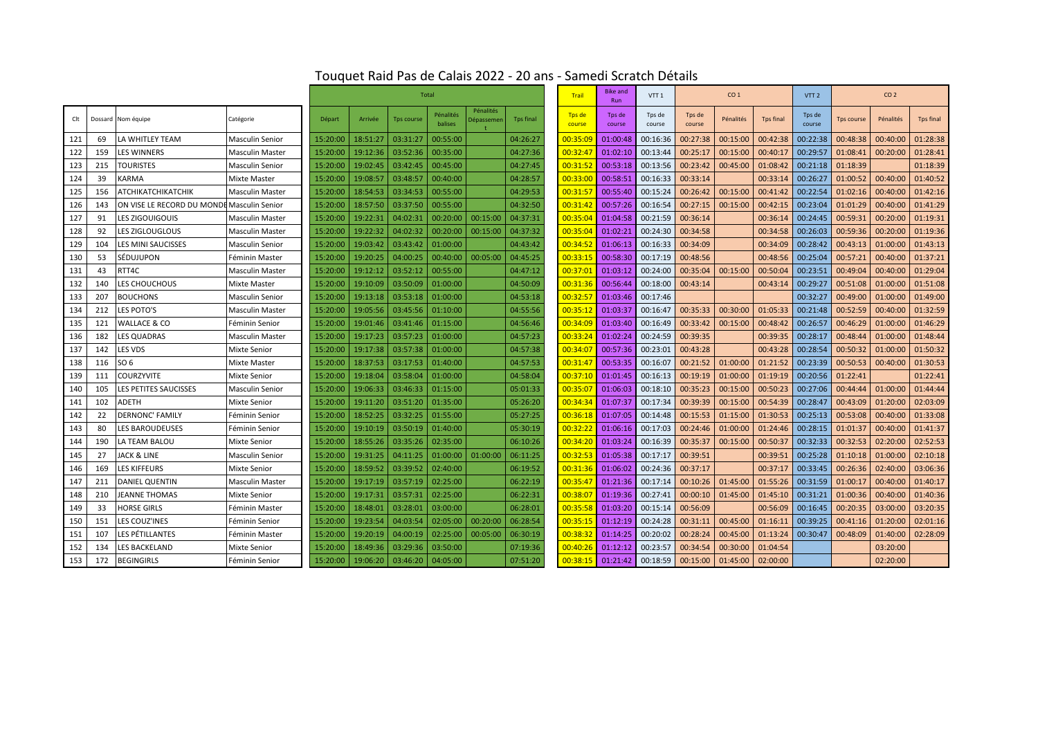# Touquet Raid Pas de Calais 2022 - 20 ans - Samedi Scratch Détails

| | | | | Total | | | | | | Trail | Bike and Run | VTT 1 | CO 1 | | | VTT 2 | CO 2 | | |
|---|---|---|---|---|---|---|---|---|---|---|---|---|---|---|---|---|---|---|---|
| Clt | Dossard | Nom équipe | Catégorie | Départ | Arrivée | Tps course | Pénalités balises | Pénalités Dépassement | Tps final | Tps de course | Tps de course | Tps de course | Tps de course | Pénalités | Tps final | Tps de course | Tps course | Pénalités | Tps final |
| 121 | 69 | LA WHITLEY TEAM | Masculin Senior | 15:20:00 | 18:51:27 | 03:31:27 | 00:55:00 | | 04:26:27 | 00:35:09 | 01:00:48 | 00:16:36 | 00:27:38 | 00:15:00 | 00:42:38 | 00:22:38 | 00:48:38 | 00:40:00 | 01:28:38 |
| 122 | 159 | LES WINNERS | Masculin Master | 15:20:00 | 19:12:36 | 03:52:36 | 00:35:00 | | 04:27:36 | 00:32:47 | 01:02:10 | 00:13:44 | 00:25:17 | 00:15:00 | 00:40:17 | 00:29:57 | 01:08:41 | 00:20:00 | 01:28:41 |
| 123 | 215 | TOURISTES | Masculin Senior | 15:20:00 | 19:02:45 | 03:42:45 | 00:45:00 | | 04:27:45 | 00:31:52 | 00:53:18 | 00:13:56 | 00:23:42 | 00:45:00 | 01:08:42 | 00:21:18 | 01:18:39 | | 01:18:39 |
| 124 | 39 | KARMA | Mixte Master | 15:20:00 | 19:08:57 | 03:48:57 | 00:40:00 | | 04:28:57 | 00:33:00 | 00:58:51 | 00:16:33 | 00:33:14 | | 00:33:14 | 00:26:27 | 01:00:52 | 00:40:00 | 01:40:52 |
| 125 | 156 | ATCHIKATCHIKATCHIK | Masculin Master | 15:20:00 | 18:54:53 | 03:34:53 | 00:55:00 | | 04:29:53 | 00:31:57 | 00:55:40 | 00:15:24 | 00:26:42 | 00:15:00 | 00:41:42 | 00:22:54 | 01:02:16 | 00:40:00 | 01:42:16 |
| 126 | 143 | ON VISE LE RECORD DU MONDE | Masculin Senior | 15:20:00 | 18:57:50 | 03:37:50 | 00:55:00 | | 04:32:50 | 00:31:42 | 00:57:26 | 00:16:54 | 00:27:15 | 00:15:00 | 00:42:15 | 00:23:04 | 01:01:29 | 00:40:00 | 01:41:29 |
| 127 | 91 | LES ZIGOUIGOUIS | Masculin Master | 15:20:00 | 19:22:31 | 04:02:31 | 00:20:00 | 00:15:00 | 04:37:31 | 00:35:04 | 01:04:58 | 00:21:59 | 00:36:14 | | 00:36:14 | 00:24:45 | 00:59:31 | 00:20:00 | 01:19:31 |
| 128 | 92 | LES ZIGLOUGLOUS | Masculin Master | 15:20:00 | 19:22:32 | 04:02:32 | 00:20:00 | 00:15:00 | 04:37:32 | 00:35:04 | 01:02:21 | 00:24:30 | 00:34:58 | | 00:34:58 | 00:26:03 | 00:59:36 | 00:20:00 | 01:19:36 |
| 129 | 104 | LES MINI SAUCISSES | Masculin Senior | 15:20:00 | 19:03:42 | 03:43:42 | 01:00:00 | | 04:43:42 | 00:34:52 | 01:06:13 | 00:16:33 | 00:34:09 | | 00:34:09 | 00:28:42 | 00:43:13 | 01:00:00 | 01:43:13 |
| 130 | 53 | SÉDUJUPON | Féminin Master | 15:20:00 | 19:20:25 | 04:00:25 | 00:40:00 | 00:05:00 | 04:45:25 | 00:33:15 | 00:58:30 | 00:17:19 | 00:48:56 | | 00:48:56 | 00:25:04 | 00:57:21 | 00:40:00 | 01:37:21 |
| 131 | 43 | RTT4C | Masculin Master | 15:20:00 | 19:12:12 | 03:52:12 | 00:55:00 | | 04:47:12 | 00:37:01 | 01:03:12 | 00:24:00 | 00:35:04 | 00:15:00 | 00:50:04 | 00:23:51 | 00:49:04 | 00:40:00 | 01:29:04 |
| 132 | 140 | LES CHOUCHOUS | Mixte Master | 15:20:00 | 19:10:09 | 03:50:09 | 01:00:00 | | 04:50:09 | 00:31:36 | 00:56:44 | 00:18:00 | 00:43:14 | | 00:43:14 | 00:29:27 | 00:51:08 | 01:00:00 | 01:51:08 |
| 133 | 207 | BOUCHONS | Masculin Senior | 15:20:00 | 19:13:18 | 03:53:18 | 01:00:00 | | 04:53:18 | 00:32:57 | 01:03:46 | 00:17:46 | | | | 00:32:27 | 00:49:00 | 01:00:00 | 01:49:00 |
| 134 | 212 | LES POTO'S | Masculin Master | 15:20:00 | 19:05:56 | 03:45:56 | 01:10:00 | | 04:55:56 | 00:35:12 | 01:03:37 | 00:16:47 | 00:35:33 | 00:30:00 | 01:05:33 | 00:21:48 | 00:52:59 | 00:40:00 | 01:32:59 |
| 135 | 121 | WALLACE & CO | Féminin Senior | 15:20:00 | 19:01:46 | 03:41:46 | 01:15:00 | | 04:56:46 | 00:34:09 | 01:03:40 | 00:16:49 | 00:33:42 | 00:15:00 | 00:48:42 | 00:26:57 | 00:46:29 | 01:00:00 | 01:46:29 |
| 136 | 182 | LES QUADRAS | Masculin Master | 15:20:00 | 19:17:23 | 03:57:23 | 01:00:00 | | 04:57:23 | 00:33:24 | 01:02:24 | 00:24:59 | 00:39:35 | | 00:39:35 | 00:28:17 | 00:48:44 | 01:00:00 | 01:48:44 |
| 137 | 142 | LES VDS | Mixte Senior | 15:20:00 | 19:17:38 | 03:57:38 | 01:00:00 | | 04:57:38 | 00:34:07 | 00:57:36 | 00:23:01 | 00:43:28 | | 00:43:28 | 00:28:54 | 00:50:32 | 01:00:00 | 01:50:32 |
| 138 | 116 | SO 6 | Mixte Master | 15:20:00 | 18:37:53 | 03:17:53 | 01:40:00 | | 04:57:53 | 00:31:47 | 00:53:35 | 00:16:07 | 00:21:52 | 01:00:00 | 01:21:52 | 00:23:39 | 00:50:53 | 00:40:00 | 01:30:53 |
| 139 | 111 | COURZYVITE | Mixte Senior | 15:20:00 | 19:18:04 | 03:58:04 | 01:00:00 | | 04:58:04 | 00:37:10 | 01:01:45 | 00:16:13 | 00:19:19 | 01:00:00 | 01:19:19 | 00:20:56 | 01:22:41 | | 01:22:41 |
| 140 | 105 | LES PETITES SAUCISSES | Masculin Senior | 15:20:00 | 19:06:33 | 03:46:33 | 01:15:00 | | 05:01:33 | 00:35:07 | 01:06:03 | 00:18:10 | 00:35:23 | 00:15:00 | 00:50:23 | 00:27:06 | 00:44:44 | 01:00:00 | 01:44:44 |
| 141 | 102 | ADETH | Mixte Senior | 15:20:00 | 19:11:20 | 03:51:20 | 01:35:00 | | 05:26:20 | 00:34:34 | 01:07:37 | 00:17:34 | 00:39:39 | 00:15:00 | 00:54:39 | 00:28:47 | 00:43:09 | 01:20:00 | 02:03:09 |
| 142 | 22 | DERNONC' FAMILY | Féminin Senior | 15:20:00 | 18:52:25 | 03:32:25 | 01:55:00 | | 05:27:25 | 00:36:18 | 01:07:05 | 00:14:48 | 00:15:53 | 01:15:00 | 01:30:53 | 00:25:13 | 00:53:08 | 00:40:00 | 01:33:08 |
| 143 | 80 | LES BAROUDEUSES | Féminin Senior | 15:20:00 | 19:10:19 | 03:50:19 | 01:40:00 | | 05:30:19 | 00:32:22 | 01:06:16 | 00:17:03 | 00:24:46 | 01:00:00 | 01:24:46 | 00:28:15 | 01:01:37 | 00:40:00 | 01:41:37 |
| 144 | 190 | LA TEAM BALOU | Mixte Senior | 15:20:00 | 18:55:26 | 03:35:26 | 02:35:00 | | 06:10:26 | 00:34:20 | 01:03:24 | 00:16:39 | 00:35:37 | 00:15:00 | 00:50:37 | 00:32:33 | 00:32:53 | 02:20:00 | 02:52:53 |
| 145 | 27 | JACK & LINE | Masculin Senior | 15:20:00 | 19:31:25 | 04:11:25 | 01:00:00 | 01:00:00 | 06:11:25 | 00:32:53 | 01:05:38 | 00:17:17 | 00:39:51 | | 00:39:51 | 00:25:28 | 01:10:18 | 01:00:00 | 02:10:18 |
| 146 | 169 | LES KIFFEURS | Mixte Senior | 15:20:00 | 18:59:52 | 03:39:52 | 02:40:00 | | 06:19:52 | 00:31:36 | 01:06:02 | 00:24:36 | 00:37:17 | | 00:37:17 | 00:33:45 | 00:26:36 | 02:40:00 | 03:06:36 |
| 147 | 211 | DANIEL QUENTIN | Masculin Master | 15:20:00 | 19:17:19 | 03:57:19 | 02:25:00 | | 06:22:19 | 00:35:47 | 01:21:36 | 00:17:14 | 00:10:26 | 01:45:00 | 01:55:26 | 00:31:59 | 01:00:17 | 00:40:00 | 01:40:17 |
| 148 | 210 | JEANNE THOMAS | Mixte Senior | 15:20:00 | 19:17:31 | 03:57:31 | 02:25:00 | | 06:22:31 | 00:38:07 | 01:19:36 | 00:27:41 | 00:00:10 | 01:45:00 | 01:45:10 | 00:31:21 | 01:00:36 | 00:40:00 | 01:40:36 |
| 149 | 33 | HORSE GIRLS | Féminin Master | 15:20:00 | 18:48:01 | 03:28:01 | 03:00:00 | | 06:28:01 | 00:35:58 | 01:03:20 | 00:15:14 | 00:56:09 | | 00:56:09 | 00:16:45 | 00:20:35 | 03:00:00 | 03:20:35 |
| 150 | 151 | LES COUZ'INES | Féminin Senior | 15:20:00 | 19:23:54 | 04:03:54 | 02:05:00 | 00:20:00 | 06:28:54 | 00:35:15 | 01:12:19 | 00:24:28 | 00:31:11 | 00:45:00 | 01:16:11 | 00:39:25 | 00:41:16 | 01:20:00 | 02:01:16 |
| 151 | 107 | LES PÉTILLANTES | Féminin Master | 15:20:00 | 19:20:19 | 04:00:19 | 02:25:00 | 00:05:00 | 06:30:19 | 00:38:32 | 01:14:25 | 00:20:02 | 00:28:24 | 00:45:00 | 01:13:24 | 00:30:47 | 00:48:09 | 01:40:00 | 02:28:09 |
| 152 | 134 | LES BACKELAND | Mixte Senior | 15:20:00 | 18:49:36 | 03:29:36 | 03:50:00 | | 07:19:36 | 00:40:26 | 01:12:12 | 00:23:57 | 00:34:54 | 00:30:00 | 01:04:54 | | | 03:20:00 | |
| 153 | 172 | BEGINGIRLS | Féminin Senior | 15:20:00 | 19:06:20 | 03:46:20 | 04:05:00 | | 07:51:20 | 00:38:15 | 01:21:42 | 00:18:59 | 00:15:00 | 01:45:00 | 02:00:00 | | | 02:20:00 | |